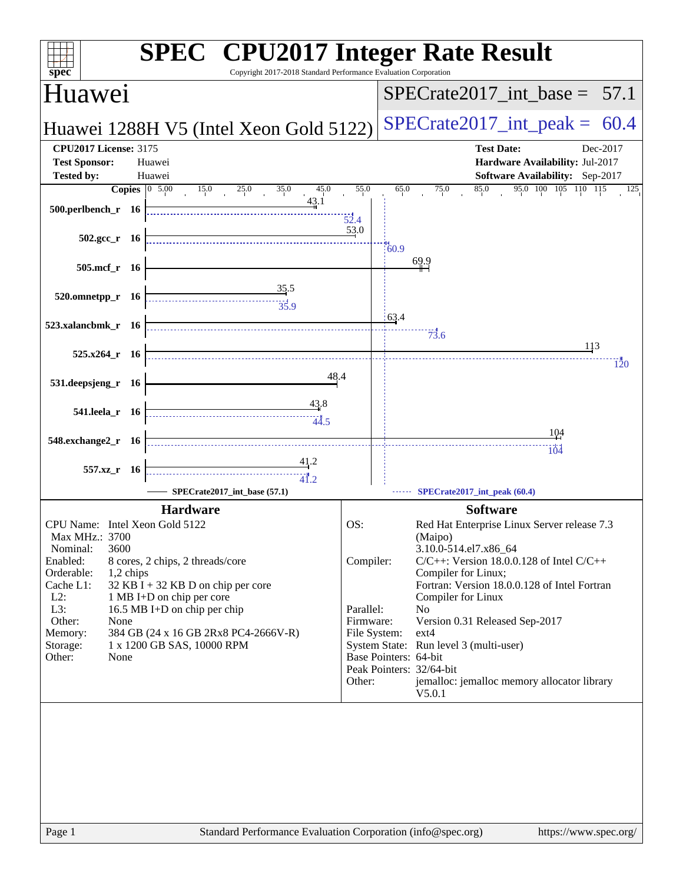# SPEC CPU2017 Integer Rate Result

Copyright 2017-2018 Standard Performance Evaluation Corporation

## Huawei

**Huawei 1288H V5 (Intel Xeon Gold 5122)**

SPECrate2017_int_base = 57.1

SPECrate2017_int_peak = 60.4

**CPU2017 License:** 3175
**Test Sponsor:** Huawei
**Tested by:** Huawei

**Test Date:** Dec-2017
**Hardware Availability:** Jul-2017
**Software Availability:** Sep-2017

| Benchmark | Copies | Base | Peak |
|---|---|---|---|
| 500.perlbench_r | 16 | 43.1 | 52.4 |
| 502.gcc_r | 16 | 53.0 | 60.9 |
| 505.mcf_r | 16 | 69.9 | |
| 520.omnetpp_r | 16 | 35.5 | 35.9 |
| 523.xalancbmk_r | 16 | 63.4 | 73.6 |
| 525.x264_r | 16 | 113 | 120 |
| 531.deepsjeng_r | 16 | 48.4 | |
| 541.leela_r | 16 | 43.8 | 44.5 |
| 548.exchange2_r | 16 | 104 | 104 |
| 557.xz_r | 16 | 41.2 | 41.2 |

SPECrate2017_int_base (57.1) ------ SPECrate2017_int_peak (60.4)

### Hardware

- **CPU Name:** Intel Xeon Gold 5122
- **Max MHz.:** 3700
- **Nominal:** 3600
- **Enabled:** 8 cores, 2 chips, 2 threads/core
- **Orderable:** 1,2 chips
- **Cache L1:** 32 KB I + 32 KB D on chip per core
- **L2:** 1 MB I+D on chip per core
- **L3:** 16.5 MB I+D on chip per chip
- **Other:** None
- **Memory:** 384 GB (24 x 16 GB 2Rx8 PC4-2666V-R)
- **Storage:** 1 x 1200 GB SAS, 10000 RPM
- **Other:** None

### Software

- **OS:** Red Hat Enterprise Linux Server release 7.3 (Maipo) 3.10.0-514.el7.x86_64
- **Compiler:** C/C++: Version 18.0.0.128 of Intel C/C++ Compiler for Linux; Fortran: Version 18.0.0.128 of Intel Fortran Compiler for Linux
- **Parallel:** No
- **Firmware:** Version 0.31 Released Sep-2017
- **File System:** ext4
- **System State:** Run level 3 (multi-user)
- **Base Pointers:** 64-bit
- **Peak Pointers:** 32/64-bit
- **Other:** jemalloc: jemalloc memory allocator library V5.0.1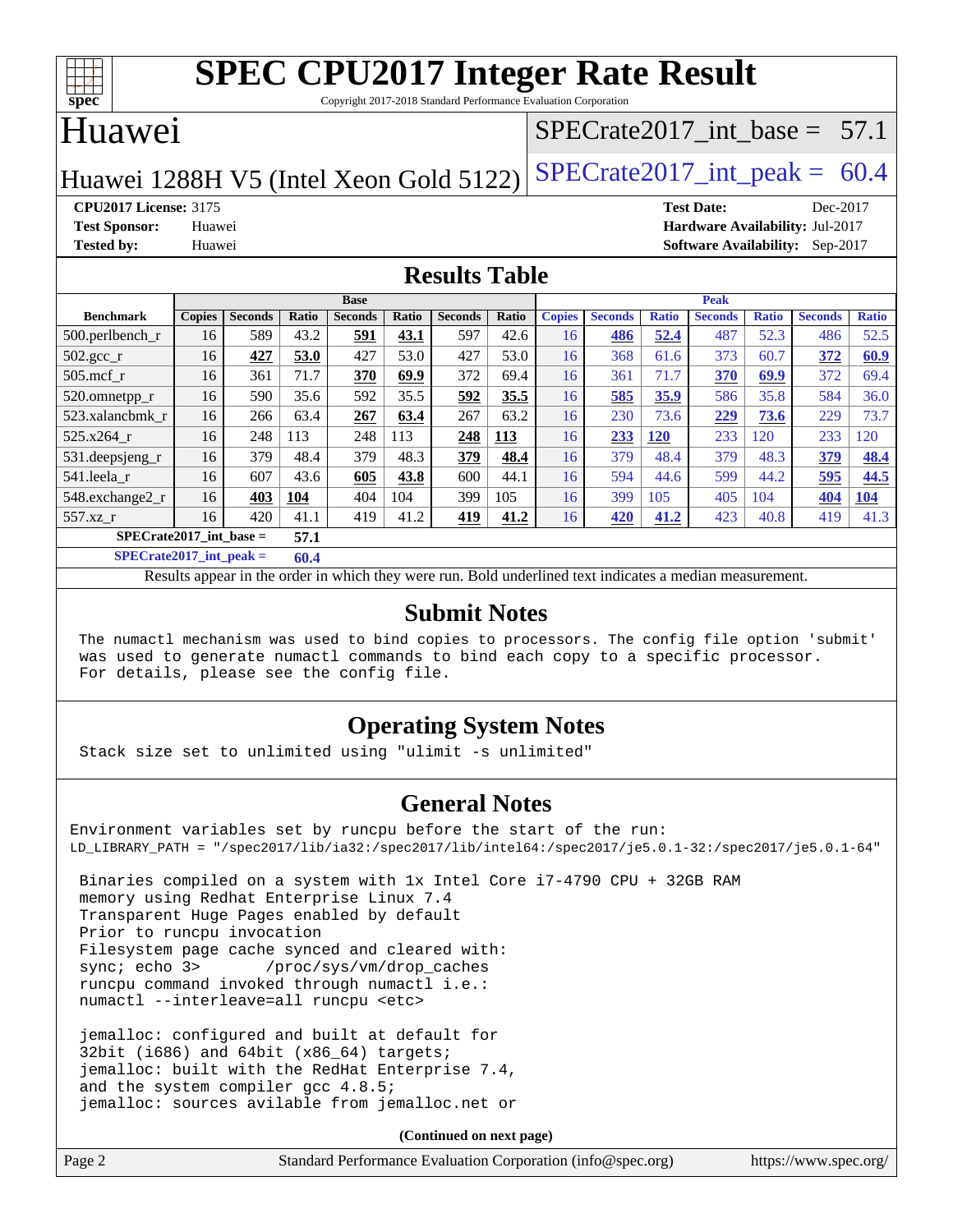# SPEC CPU2017 Integer Rate Result

Copyright 2017-2018 Standard Performance Evaluation Corporation

## Huawei

Huawei 1288H V5 (Intel Xeon Gold 5122)

SPECrate2017_int_base = 57.1

SPECrate2017_int_peak = 60.4

**CPU2017 License:** 3175
**Test Sponsor:** Huawei
**Tested by:** Huawei

**Test Date:** Dec-2017
**Hardware Availability:** Jul-2017
**Software Availability:** Sep-2017

## Results Table

| Benchmark | Base | | | | | | | Peak | | | | | | |
|---|---|---|---|---|---|---|---|---|---|---|---|---|---|---|
| | Copies | Seconds | Ratio | Seconds | Ratio | Seconds | Ratio | Copies | Seconds | Ratio | Seconds | Ratio | Seconds | Ratio |
| 500.perlbench_r | 16 | 589 | 43.2 | **591** | **43.1** | 597 | 42.6 | 16 | **486** | **52.4** | 487 | 52.3 | 486 | 52.5 |
| 502.gcc_r | 16 | **427** | **53.0** | 427 | 53.0 | 427 | 53.0 | 16 | 368 | 61.6 | 373 | 60.7 | **372** | **60.9** |
| 505.mcf_r | 16 | 361 | 71.7 | **370** | **69.9** | 372 | 69.4 | 16 | 361 | 71.7 | **370** | **69.9** | 372 | 69.4 |
| 520.omnetpp_r | 16 | 590 | 35.6 | 592 | 35.5 | **592** | **35.5** | 16 | **585** | **35.9** | 586 | 35.8 | 584 | 36.0 |
| 523.xalancbmk_r | 16 | 266 | 63.4 | **267** | **63.4** | 267 | 63.2 | 16 | 230 | 73.6 | **229** | **73.6** | 229 | 73.7 |
| 525.x264_r | 16 | 248 | 113 | 248 | 113 | **248** | **113** | 16 | **233** | **120** | 233 | 120 | 233 | 120 |
| 531.deepsjeng_r | 16 | 379 | 48.4 | 379 | 48.3 | **379** | **48.4** | 16 | 379 | 48.4 | 379 | 48.3 | **379** | **48.4** |
| 541.leela_r | 16 | 607 | 43.6 | **605** | **43.8** | 600 | 44.1 | 16 | 594 | 44.6 | 599 | 44.2 | **595** | **44.5** |
| 548.exchange2_r | 16 | **403** | **104** | 404 | 104 | 399 | 105 | 16 | 399 | 105 | 405 | 104 | **404** | **104** |
| 557.xz_r | 16 | 420 | 41.1 | 419 | 41.2 | **419** | **41.2** | 16 | **420** | **41.2** | 423 | 40.8 | 419 | 41.3 |

**SPECrate2017_int_base = 57.1**

**SPECrate2017_int_peak = 60.4**

Results appear in the order in which they were run. Bold underlined text indicates a median measurement.

## Submit Notes

The numactl mechanism was used to bind copies to processors. The config file option 'submit' was used to generate numactl commands to bind each copy to a specific processor. For details, please see the config file.

## Operating System Notes

Stack size set to unlimited using "ulimit -s unlimited"

## General Notes

```
Environment variables set by runcpu before the start of the run:
LD_LIBRARY_PATH = "/spec2017/lib/ia32:/spec2017/lib/intel64:/spec2017/je5.0.1-32:/spec2017/je5.0.1-64"

 Binaries compiled on a system with 1x Intel Core i7-4790 CPU + 32GB RAM
 memory using Redhat Enterprise Linux 7.4
 Transparent Huge Pages enabled by default
 Prior to runcpu invocation
 Filesystem page cache synced and cleared with:
 sync; echo 3>       /proc/sys/vm/drop_caches
 runcpu command invoked through numactl i.e.:
 numactl --interleave=all runcpu <etc>

 jemalloc: configured and built at default for
 32bit (i686) and 64bit (x86_64) targets;
 jemalloc: built with the RedHat Enterprise 7.4,
 and the system compiler gcc 4.8.5;
 jemalloc: sources avilable from jemalloc.net or
```

**(Continued on next page)**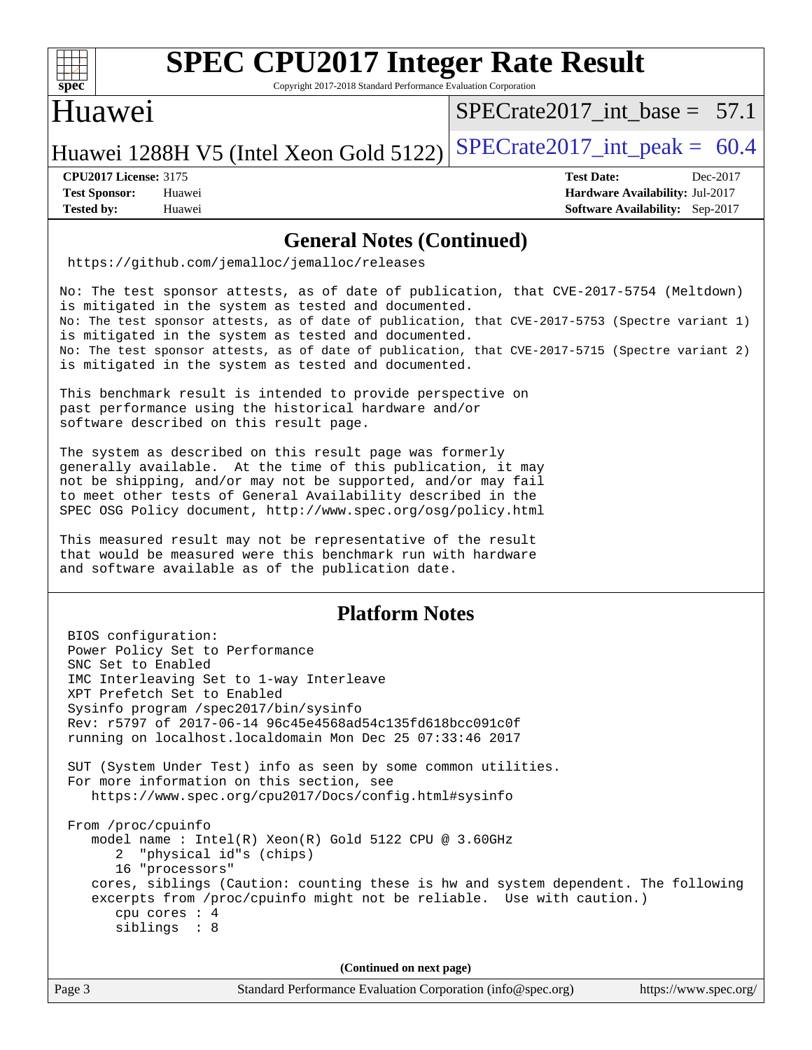# SPEC CPU2017 Integer Rate Result

Copyright 2017-2018 Standard Performance Evaluation Corporation

## Huawei

Huawei 1288H V5 (Intel Xeon Gold 5122)

SPECrate2017_int_base = 57.1

SPECrate2017_int_peak = 60.4

**CPU2017 License:** 3175
**Test Sponsor:** Huawei
**Tested by:** Huawei

**Test Date:** Dec-2017
**Hardware Availability:** Jul-2017
**Software Availability:** Sep-2017

## General Notes (Continued)

```
 https://github.com/jemalloc/jemalloc/releases

No: The test sponsor attests, as of date of publication, that CVE-2017-5754 (Meltdown)
is mitigated in the system as tested and documented.
No: The test sponsor attests, as of date of publication, that CVE-2017-5753 (Spectre variant 1)
is mitigated in the system as tested and documented.
No: The test sponsor attests, as of date of publication, that CVE-2017-5715 (Spectre variant 2)
is mitigated in the system as tested and documented.

This benchmark result is intended to provide perspective on
past performance using the historical hardware and/or
software described on this result page.

The system as described on this result page was formerly
generally available.  At the time of this publication, it may
not be shipping, and/or may not be supported, and/or may fail
to meet other tests of General Availability described in the
SPEC OSG Policy document, http://www.spec.org/osg/policy.html

This measured result may not be representative of the result
that would be measured were this benchmark run with hardware
and software available as of the publication date.
```

## Platform Notes

```
 BIOS configuration:
 Power Policy Set to Performance
 SNC Set to Enabled
 IMC Interleaving Set to 1-way Interleave
 XPT Prefetch Set to Enabled
 Sysinfo program /spec2017/bin/sysinfo
 Rev: r5797 of 2017-06-14 96c45e4568ad54c135fd618bcc091c0f
 running on localhost.localdomain Mon Dec 25 07:33:46 2017

 SUT (System Under Test) info as seen by some common utilities.
 For more information on this section, see
    https://www.spec.org/cpu2017/Docs/config.html#sysinfo

 From /proc/cpuinfo
    model name : Intel(R) Xeon(R) Gold 5122 CPU @ 3.60GHz
       2  "physical id"s (chips)
       16 "processors"
    cores, siblings (Caution: counting these is hw and system dependent. The following
    excerpts from /proc/cpuinfo might not be reliable.  Use with caution.)
       cpu cores : 4
       siblings  : 8
```

(Continued on next page)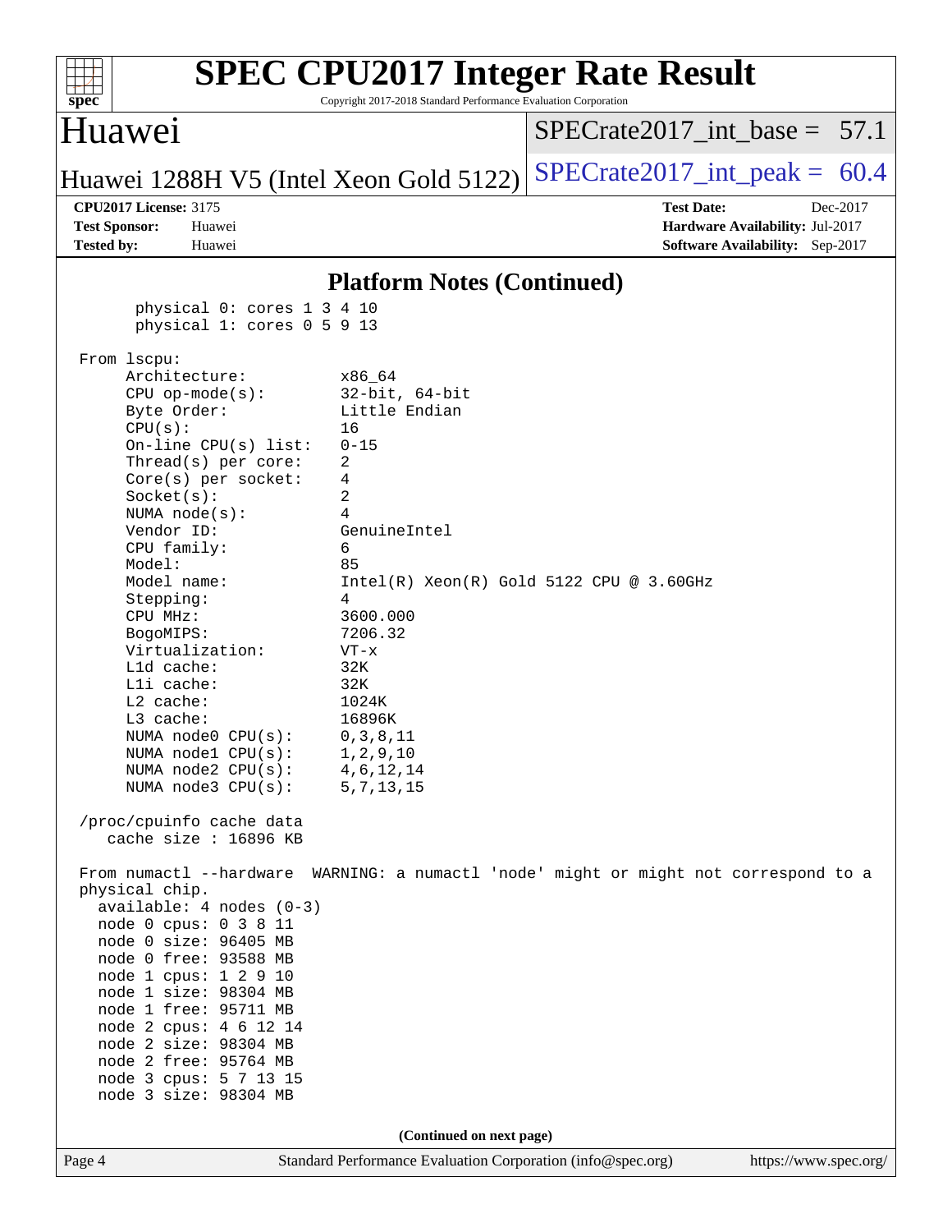## Platform Notes (Continued)

```
       physical 0: cores 1 3 4 10
       physical 1: cores 0 5 9 13

 From lscpu:
      Architecture:          x86_64
      CPU op-mode(s):        32-bit, 64-bit
      Byte Order:            Little Endian
      CPU(s):                16
      On-line CPU(s) list:   0-15
      Thread(s) per core:    2
      Core(s) per socket:    4
      Socket(s):             2
      NUMA node(s):          4
      Vendor ID:             GenuineIntel
      CPU family:            6
      Model:                 85
      Model name:            Intel(R) Xeon(R) Gold 5122 CPU @ 3.60GHz
      Stepping:              4
      CPU MHz:               3600.000
      BogoMIPS:              7206.32
      Virtualization:        VT-x
      L1d cache:             32K
      L1i cache:             32K
      L2 cache:              1024K
      L3 cache:              16896K
      NUMA node0 CPU(s):     0,3,8,11
      NUMA node1 CPU(s):     1,2,9,10
      NUMA node2 CPU(s):     4,6,12,14
      NUMA node3 CPU(s):     5,7,13,15

 /proc/cpuinfo cache data
    cache size : 16896 KB

 From numactl --hardware  WARNING: a numactl 'node' might or might not correspond to a
 physical chip.
   available: 4 nodes (0-3)
   node 0 cpus: 0 3 8 11
   node 0 size: 96405 MB
   node 0 free: 93588 MB
   node 1 cpus: 1 2 9 10
   node 1 size: 98304 MB
   node 1 free: 95711 MB
   node 2 cpus: 4 6 12 14
   node 2 size: 98304 MB
   node 2 free: 95764 MB
   node 3 cpus: 5 7 13 15
   node 3 size: 98304 MB
```

(Continued on next page)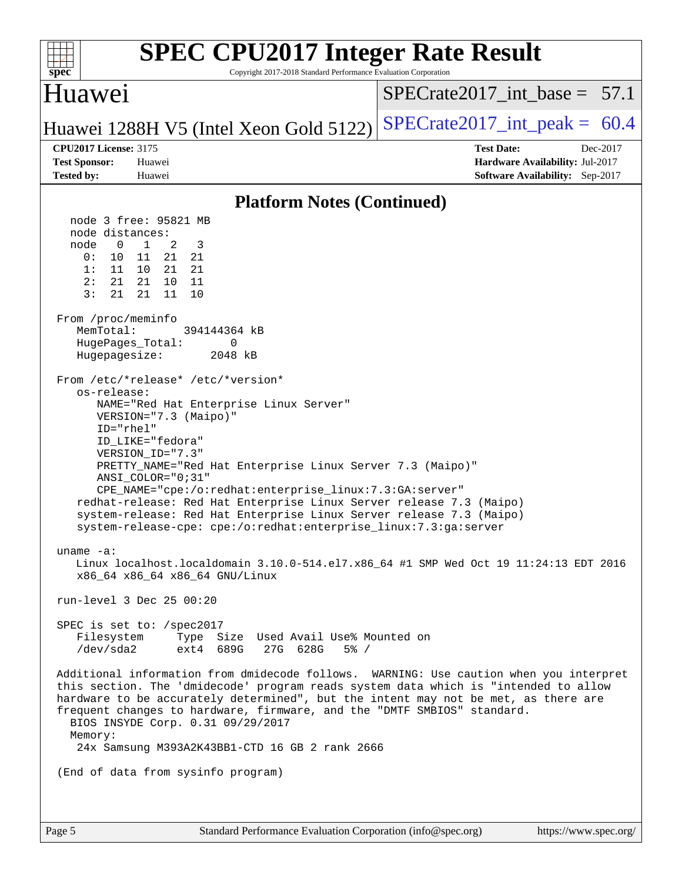# SPEC CPU2017 Integer Rate Result

Copyright 2017-2018 Standard Performance Evaluation Corporation

## Huawei

Huawei 1288H V5 (Intel Xeon Gold 5122)

SPECrate2017_int_base = 57.1

SPECrate2017_int_peak = 60.4

**CPU2017 License:** 3175
**Test Sponsor:** Huawei
**Tested by:** Huawei

**Test Date:** Dec-2017
**Hardware Availability:** Jul-2017
**Software Availability:** Sep-2017

### Platform Notes (Continued)

```
   node 3 free: 95821 MB
   node distances:
   node   0   1   2   3
     0:  10  11  21  21
     1:  11  10  21  21
     2:  21  21  10  11
     3:  21  21  11  10

 From /proc/meminfo
    MemTotal:       394144364 kB
    HugePages_Total:       0
    Hugepagesize:       2048 kB

 From /etc/*release* /etc/*version*
    os-release:
       NAME="Red Hat Enterprise Linux Server"
       VERSION="7.3 (Maipo)"
       ID="rhel"
       ID_LIKE="fedora"
       VERSION_ID="7.3"
       PRETTY_NAME="Red Hat Enterprise Linux Server 7.3 (Maipo)"
       ANSI_COLOR="0;31"
       CPE_NAME="cpe:/o:redhat:enterprise_linux:7.3:GA:server"
    redhat-release: Red Hat Enterprise Linux Server release 7.3 (Maipo)
    system-release: Red Hat Enterprise Linux Server release 7.3 (Maipo)
    system-release-cpe: cpe:/o:redhat:enterprise_linux:7.3:ga:server

 uname -a:
    Linux localhost.localdomain 3.10.0-514.el7.x86_64 #1 SMP Wed Oct 19 11:24:13 EDT 2016
    x86_64 x86_64 x86_64 GNU/Linux

 run-level 3 Dec 25 00:20

 SPEC is set to: /spec2017
    Filesystem     Type  Size  Used Avail Use% Mounted on
    /dev/sda2      ext4  689G   27G  628G   5% /

 Additional information from dmidecode follows.  WARNING: Use caution when you interpret
 this section. The 'dmidecode' program reads system data which is "intended to allow
 hardware to be accurately determined", but the intent may not be met, as there are
 frequent changes to hardware, firmware, and the "DMTF SMBIOS" standard.
   BIOS INSYDE Corp. 0.31 09/29/2017
   Memory:
    24x Samsung M393A2K43BB1-CTD 16 GB 2 rank 2666

 (End of data from sysinfo program)
```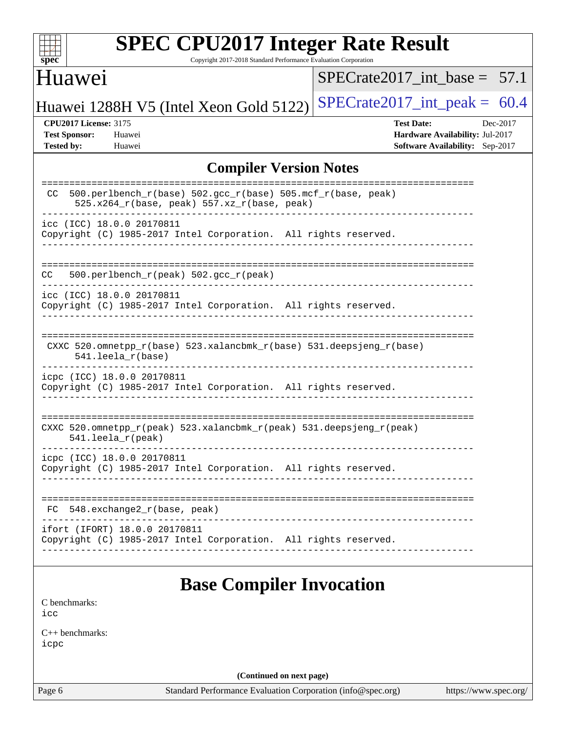# SPEC CPU2017 Integer Rate Result

Copyright 2017-2018 Standard Performance Evaluation Corporation

## Huawei

Huawei 1288H V5 (Intel Xeon Gold 5122)

SPECrate2017_int_base = 57.1

SPECrate2017_int_peak = 60.4

**CPU2017 License:** 3175
**Test Sponsor:** Huawei
**Tested by:** Huawei

**Test Date:** Dec-2017
**Hardware Availability:** Jul-2017
**Software Availability:** Sep-2017

## Compiler Version Notes

```
==============================================================================
 CC  500.perlbench_r(base) 502.gcc_r(base) 505.mcf_r(base, peak)
      525.x264_r(base, peak) 557.xz_r(base, peak)
------------------------------------------------------------------------------
icc (ICC) 18.0.0 20170811
Copyright (C) 1985-2017 Intel Corporation.  All rights reserved.
------------------------------------------------------------------------------

==============================================================================
CC   500.perlbench_r(peak) 502.gcc_r(peak)
------------------------------------------------------------------------------
icc (ICC) 18.0.0 20170811
Copyright (C) 1985-2017 Intel Corporation.  All rights reserved.
------------------------------------------------------------------------------

==============================================================================
 CXXC 520.omnetpp_r(base) 523.xalancbmk_r(base) 531.deepsjeng_r(base)
      541.leela_r(base)
------------------------------------------------------------------------------
icpc (ICC) 18.0.0 20170811
Copyright (C) 1985-2017 Intel Corporation.  All rights reserved.
------------------------------------------------------------------------------

==============================================================================
CXXC 520.omnetpp_r(peak) 523.xalancbmk_r(peak) 531.deepsjeng_r(peak)
     541.leela_r(peak)
------------------------------------------------------------------------------
icpc (ICC) 18.0.0 20170811
Copyright (C) 1985-2017 Intel Corporation.  All rights reserved.
------------------------------------------------------------------------------

==============================================================================
 FC  548.exchange2_r(base, peak)
------------------------------------------------------------------------------
ifort (IFORT) 18.0.0 20170811
Copyright (C) 1985-2017 Intel Corporation.  All rights reserved.
------------------------------------------------------------------------------
```

## Base Compiler Invocation

C benchmarks:
icc

C++ benchmarks:
icpc

**(Continued on next page)**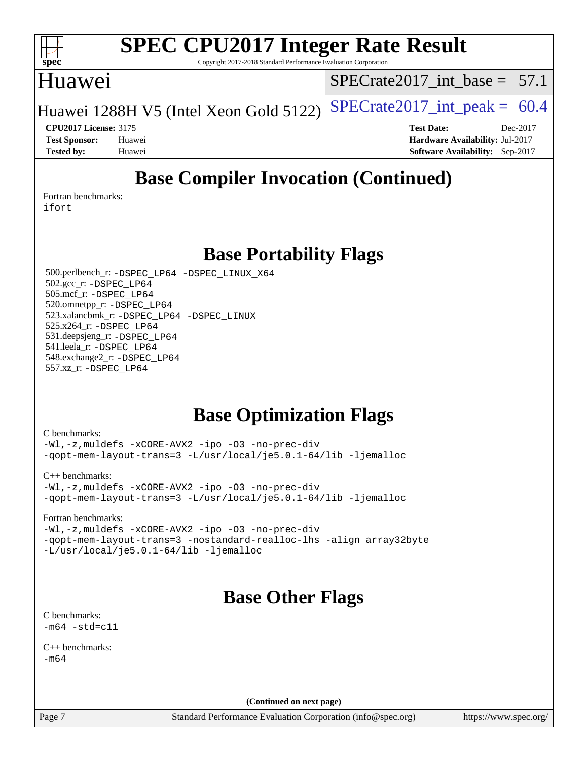# SPEC CPU2017 Integer Rate Result

Copyright 2017-2018 Standard Performance Evaluation Corporation

## Huawei

Huawei 1288H V5 (Intel Xeon Gold 5122)

SPECrate2017_int_base = 57.1

SPECrate2017_int_peak = 60.4

**CPU2017 License:** 3175
**Test Sponsor:** Huawei
**Tested by:** Huawei

**Test Date:** Dec-2017
**Hardware Availability:** Jul-2017
**Software Availability:** Sep-2017

## Base Compiler Invocation (Continued)

Fortran benchmarks:
```
ifort
```

## Base Portability Flags

500.perlbench_r: `-DSPEC_LP64 -DSPEC_LINUX_X64`
502.gcc_r: `-DSPEC_LP64`
505.mcf_r: `-DSPEC_LP64`
520.omnetpp_r: `-DSPEC_LP64`
523.xalancbmk_r: `-DSPEC_LP64 -DSPEC_LINUX`
525.x264_r: `-DSPEC_LP64`
531.deepsjeng_r: `-DSPEC_LP64`
541.leela_r: `-DSPEC_LP64`
548.exchange2_r: `-DSPEC_LP64`
557.xz_r: `-DSPEC_LP64`

## Base Optimization Flags

C benchmarks:
```
-Wl,-z,muldefs -xCORE-AVX2 -ipo -O3 -no-prec-div
-qopt-mem-layout-trans=3 -L/usr/local/je5.0.1-64/lib -ljemalloc
```

C++ benchmarks:
```
-Wl,-z,muldefs -xCORE-AVX2 -ipo -O3 -no-prec-div
-qopt-mem-layout-trans=3 -L/usr/local/je5.0.1-64/lib -ljemalloc
```

Fortran benchmarks:
```
-Wl,-z,muldefs -xCORE-AVX2 -ipo -O3 -no-prec-div
-qopt-mem-layout-trans=3 -nostandard-realloc-lhs -align array32byte
-L/usr/local/je5.0.1-64/lib -ljemalloc
```

## Base Other Flags

C benchmarks:
```
-m64 -std=c11
```

C++ benchmarks:
```
-m64
```

**(Continued on next page)**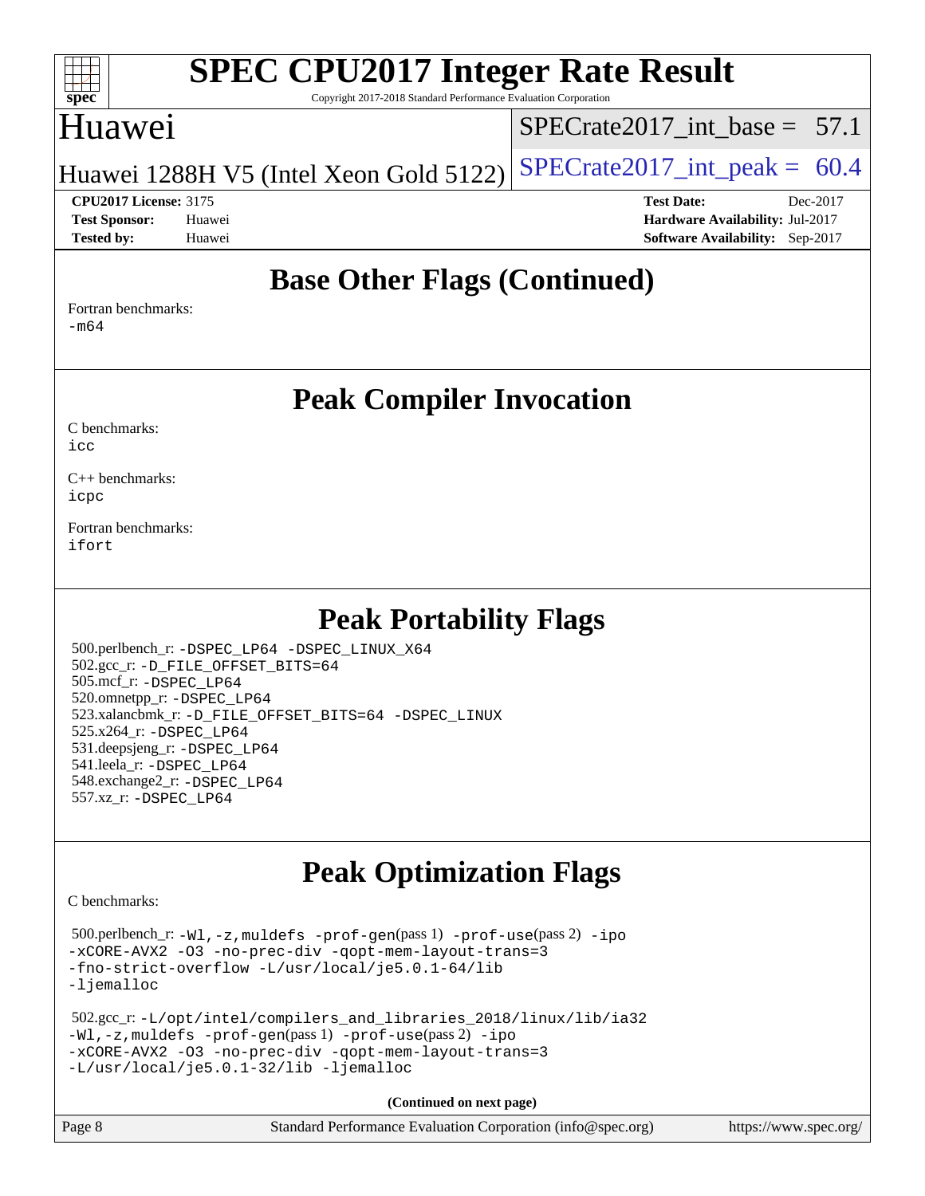## Base Other Flags (Continued)

Fortran benchmarks:
-m64

## Peak Compiler Invocation

C benchmarks:
icc

C++ benchmarks:
icpc

Fortran benchmarks:
ifort

## Peak Portability Flags

500.perlbench_r: -DSPEC_LP64 -DSPEC_LINUX_X64
502.gcc_r: -D_FILE_OFFSET_BITS=64
505.mcf_r: -DSPEC_LP64
520.omnetpp_r: -DSPEC_LP64
523.xalancbmk_r: -D_FILE_OFFSET_BITS=64 -DSPEC_LINUX
525.x264_r: -DSPEC_LP64
531.deepsjeng_r: -DSPEC_LP64
541.leela_r: -DSPEC_LP64
548.exchange2_r: -DSPEC_LP64
557.xz_r: -DSPEC_LP64

## Peak Optimization Flags

C benchmarks:

500.perlbench_r: -Wl,-z,muldefs -prof-gen(pass 1) -prof-use(pass 2) -ipo -xCORE-AVX2 -O3 -no-prec-div -qopt-mem-layout-trans=3 -fno-strict-overflow -L/usr/local/je5.0.1-64/lib -ljemalloc

502.gcc_r: -L/opt/intel/compilers_and_libraries_2018/linux/lib/ia32 -Wl,-z,muldefs -prof-gen(pass 1) -prof-use(pass 2) -ipo -xCORE-AVX2 -O3 -no-prec-div -qopt-mem-layout-trans=3 -L/usr/local/je5.0.1-32/lib -ljemalloc

**(Continued on next page)**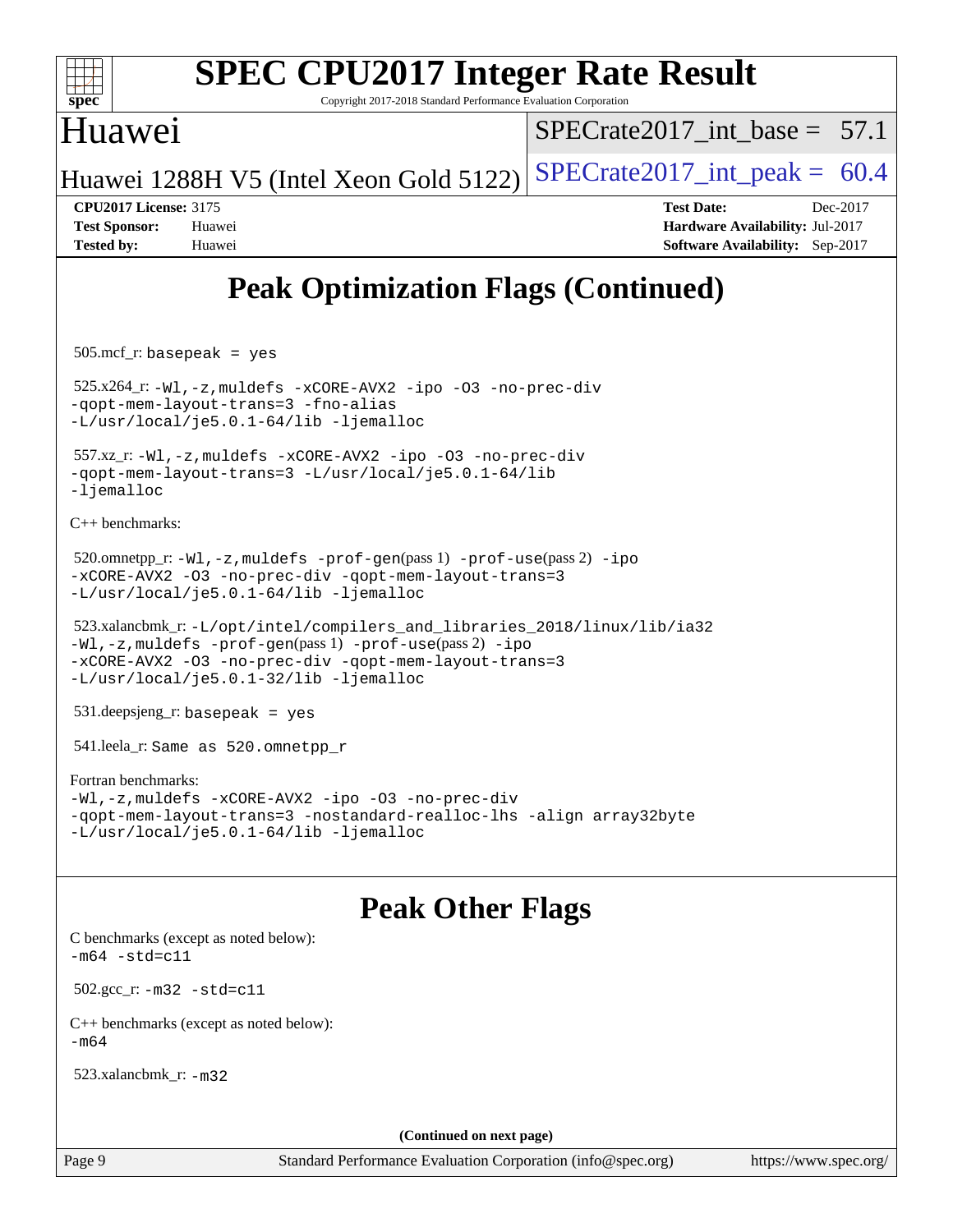# Peak Optimization Flags (Continued)

505.mcf_r: `basepeak = yes`

525.x264_r: `-Wl,-z,muldefs -xCORE-AVX2 -ipo -O3 -no-prec-div -qopt-mem-layout-trans=3 -fno-alias -L/usr/local/je5.0.1-64/lib -ljemalloc`

557.xz_r: `-Wl,-z,muldefs -xCORE-AVX2 -ipo -O3 -no-prec-div -qopt-mem-layout-trans=3 -L/usr/local/je5.0.1-64/lib -ljemalloc`

C++ benchmarks:

520.omnetpp_r: `-Wl,-z,muldefs -prof-gen`(pass 1) `-prof-use`(pass 2) `-ipo -xCORE-AVX2 -O3 -no-prec-div -qopt-mem-layout-trans=3 -L/usr/local/je5.0.1-64/lib -ljemalloc`

523.xalancbmk_r: `-L/opt/intel/compilers_and_libraries_2018/linux/lib/ia32 -Wl,-z,muldefs -prof-gen`(pass 1) `-prof-use`(pass 2) `-ipo -xCORE-AVX2 -O3 -no-prec-div -qopt-mem-layout-trans=3 -L/usr/local/je5.0.1-32/lib -ljemalloc`

531.deepsjeng_r: `basepeak = yes`

541.leela_r: `Same as 520.omnetpp_r`

Fortran benchmarks:
`-Wl,-z,muldefs -xCORE-AVX2 -ipo -O3 -no-prec-div -qopt-mem-layout-trans=3 -nostandard-realloc-lhs -align array32byte -L/usr/local/je5.0.1-64/lib -ljemalloc`

# Peak Other Flags

C benchmarks (except as noted below):
`-m64 -std=c11`

502.gcc_r: `-m32 -std=c11`

C++ benchmarks (except as noted below):
`-m64`

523.xalancbmk_r: `-m32`

**(Continued on next page)**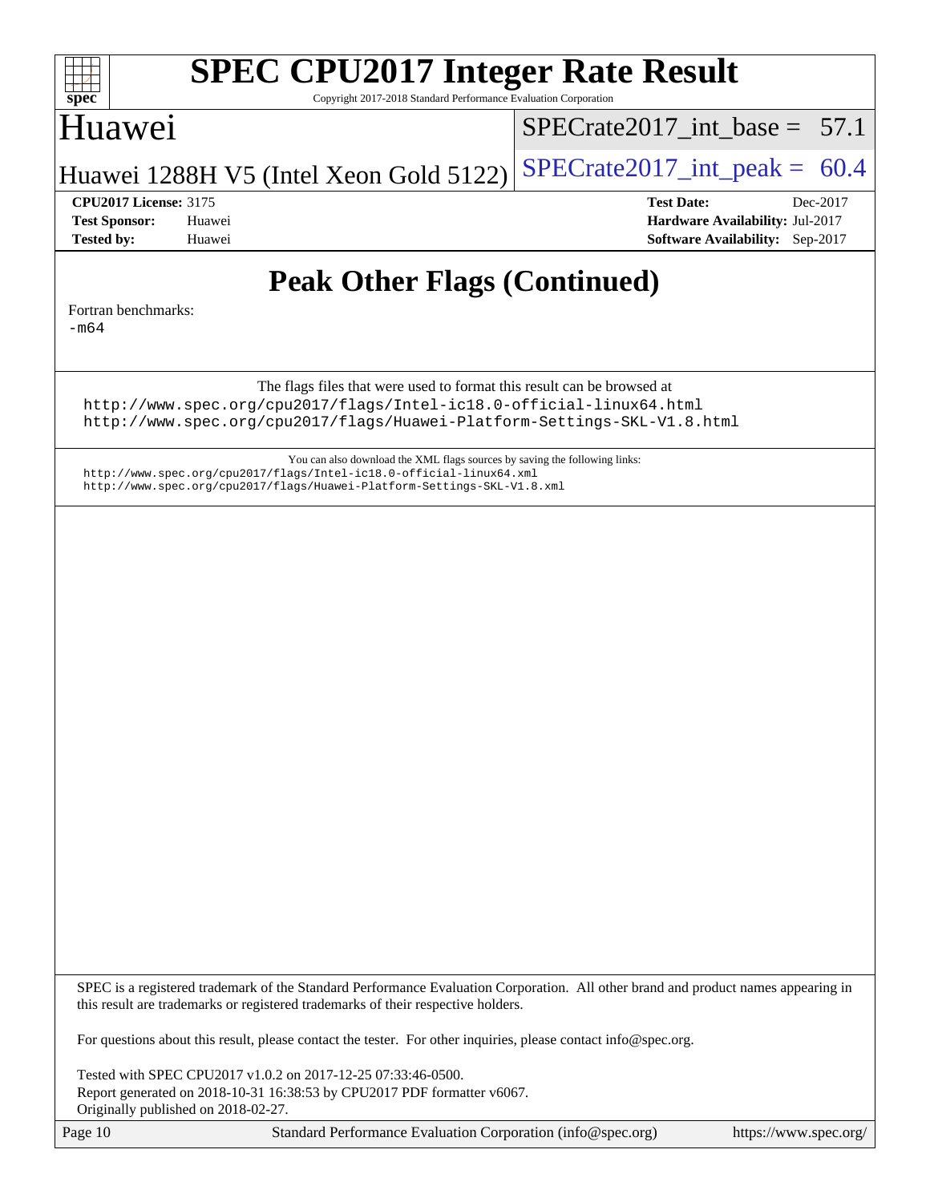## Peak Other Flags (Continued)

Fortran benchmarks:

-m64

The flags files that were used to format this result can be browsed at

http://www.spec.org/cpu2017/flags/Intel-ic18.0-official-linux64.html
http://www.spec.org/cpu2017/flags/Huawei-Platform-Settings-SKL-V1.8.html

You can also download the XML flags sources by saving the following links:

http://www.spec.org/cpu2017/flags/Intel-ic18.0-official-linux64.xml
http://www.spec.org/cpu2017/flags/Huawei-Platform-Settings-SKL-V1.8.xml

SPEC is a registered trademark of the Standard Performance Evaluation Corporation. All other brand and product names appearing in this result are trademarks or registered trademarks of their respective holders.

For questions about this result, please contact the tester. For other inquiries, please contact info@spec.org.

Tested with SPEC CPU2017 v1.0.2 on 2017-12-25 07:33:46-0500.
Report generated on 2018-10-31 16:38:53 by CPU2017 PDF formatter v6067.
Originally published on 2018-02-27.